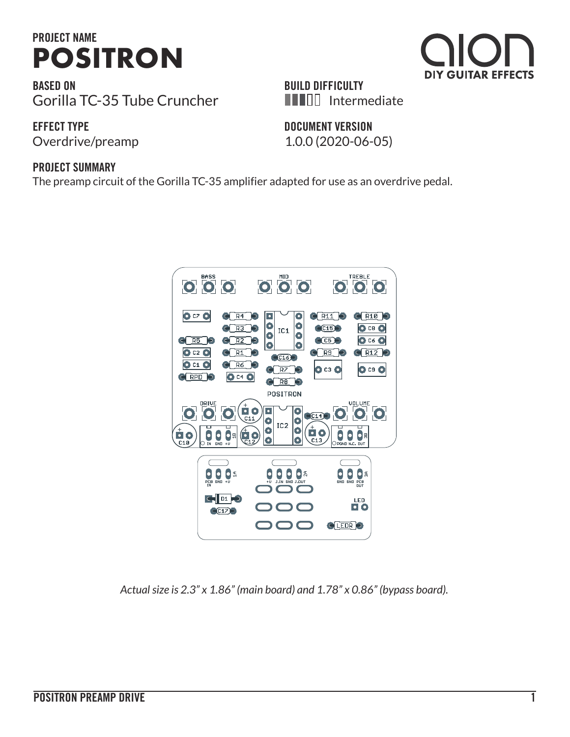## PROJECT NAME

# POSITRON

**BASED ON**
Gorilla TC-35 Tube Cruncher

**BUILD DIFFICULTY**
Intermediate

**EFFECT TYPE**
Overdrive/preamp

**DOCUMENT VERSION**
1.0.0 (2020-06-05)

**PROJECT SUMMARY**
The preamp circuit of the Gorilla TC-35 amplifier adapted for use as an overdrive pedal.

*Actual size is 2.3" x 1.86" (main board) and 1.78" x 0.86" (bypass board).*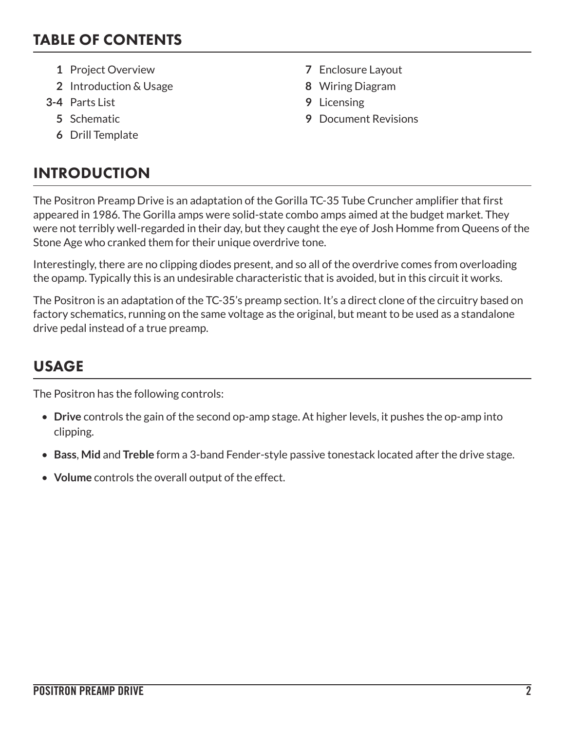## TABLE OF CONTENTS

- **1** Project Overview
- **2** Introduction & Usage
- **3-4** Parts List
- **5** Schematic
- **6** Drill Template
- **7** Enclosure Layout
- **8** Wiring Diagram
- **9** Licensing
- **9** Document Revisions

## INTRODUCTION

The Positron Preamp Drive is an adaptation of the Gorilla TC-35 Tube Cruncher amplifier that first appeared in 1986. The Gorilla amps were solid-state combo amps aimed at the budget market. They were not terribly well-regarded in their day, but they caught the eye of Josh Homme from Queens of the Stone Age who cranked them for their unique overdrive tone.

Interestingly, there are no clipping diodes present, and so all of the overdrive comes from overloading the opamp. Typically this is an undesirable characteristic that is avoided, but in this circuit it works.

The Positron is an adaptation of the TC-35's preamp section. It's a direct clone of the circuitry based on factory schematics, running on the same voltage as the original, but meant to be used as a standalone drive pedal instead of a true preamp.

## USAGE

The Positron has the following controls:

- **Drive** controls the gain of the second op-amp stage. At higher levels, it pushes the op-amp into clipping.
- **Bass**, **Mid** and **Treble** form a 3-band Fender-style passive tonestack located after the drive stage.
- **Volume** controls the overall output of the effect.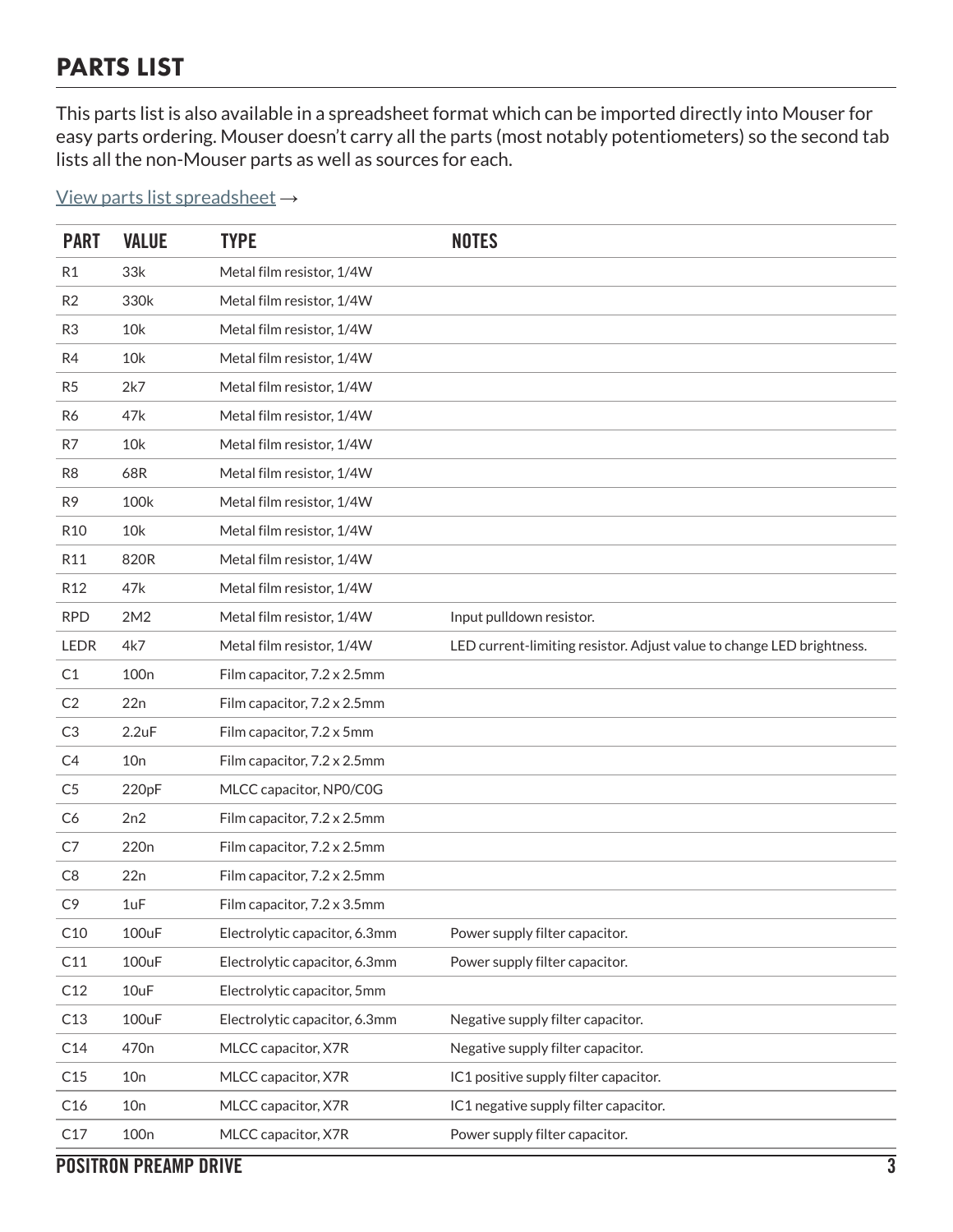## PARTS LIST

This parts list is also available in a spreadsheet format which can be imported directly into Mouser for easy parts ordering. Mouser doesn't carry all the parts (most notably potentiometers) so the second tab lists all the non-Mouser parts as well as sources for each.

View parts list spreadsheet →

| PART | VALUE | TYPE | NOTES |
|---|---|---|---|
| R1 | 33k | Metal film resistor, 1/4W | |
| R2 | 330k | Metal film resistor, 1/4W | |
| R3 | 10k | Metal film resistor, 1/4W | |
| R4 | 10k | Metal film resistor, 1/4W | |
| R5 | 2k7 | Metal film resistor, 1/4W | |
| R6 | 47k | Metal film resistor, 1/4W | |
| R7 | 10k | Metal film resistor, 1/4W | |
| R8 | 68R | Metal film resistor, 1/4W | |
| R9 | 100k | Metal film resistor, 1/4W | |
| R10 | 10k | Metal film resistor, 1/4W | |
| R11 | 820R | Metal film resistor, 1/4W | |
| R12 | 47k | Metal film resistor, 1/4W | |
| RPD | 2M2 | Metal film resistor, 1/4W | Input pulldown resistor. |
| LEDR | 4k7 | Metal film resistor, 1/4W | LED current-limiting resistor. Adjust value to change LED brightness. |
| C1 | 100n | Film capacitor, 7.2 x 2.5mm | |
| C2 | 22n | Film capacitor, 7.2 x 2.5mm | |
| C3 | 2.2uF | Film capacitor, 7.2 x 5mm | |
| C4 | 10n | Film capacitor, 7.2 x 2.5mm | |
| C5 | 220pF | MLCC capacitor, NP0/C0G | |
| C6 | 2n2 | Film capacitor, 7.2 x 2.5mm | |
| C7 | 220n | Film capacitor, 7.2 x 2.5mm | |
| C8 | 22n | Film capacitor, 7.2 x 2.5mm | |
| C9 | 1uF | Film capacitor, 7.2 x 3.5mm | |
| C10 | 100uF | Electrolytic capacitor, 6.3mm | Power supply filter capacitor. |
| C11 | 100uF | Electrolytic capacitor, 6.3mm | Power supply filter capacitor. |
| C12 | 10uF | Electrolytic capacitor, 5mm | |
| C13 | 100uF | Electrolytic capacitor, 6.3mm | Negative supply filter capacitor. |
| C14 | 470n | MLCC capacitor, X7R | Negative supply filter capacitor. |
| C15 | 10n | MLCC capacitor, X7R | IC1 positive supply filter capacitor. |
| C16 | 10n | MLCC capacitor, X7R | IC1 negative supply filter capacitor. |
| C17 | 100n | MLCC capacitor, X7R | Power supply filter capacitor. |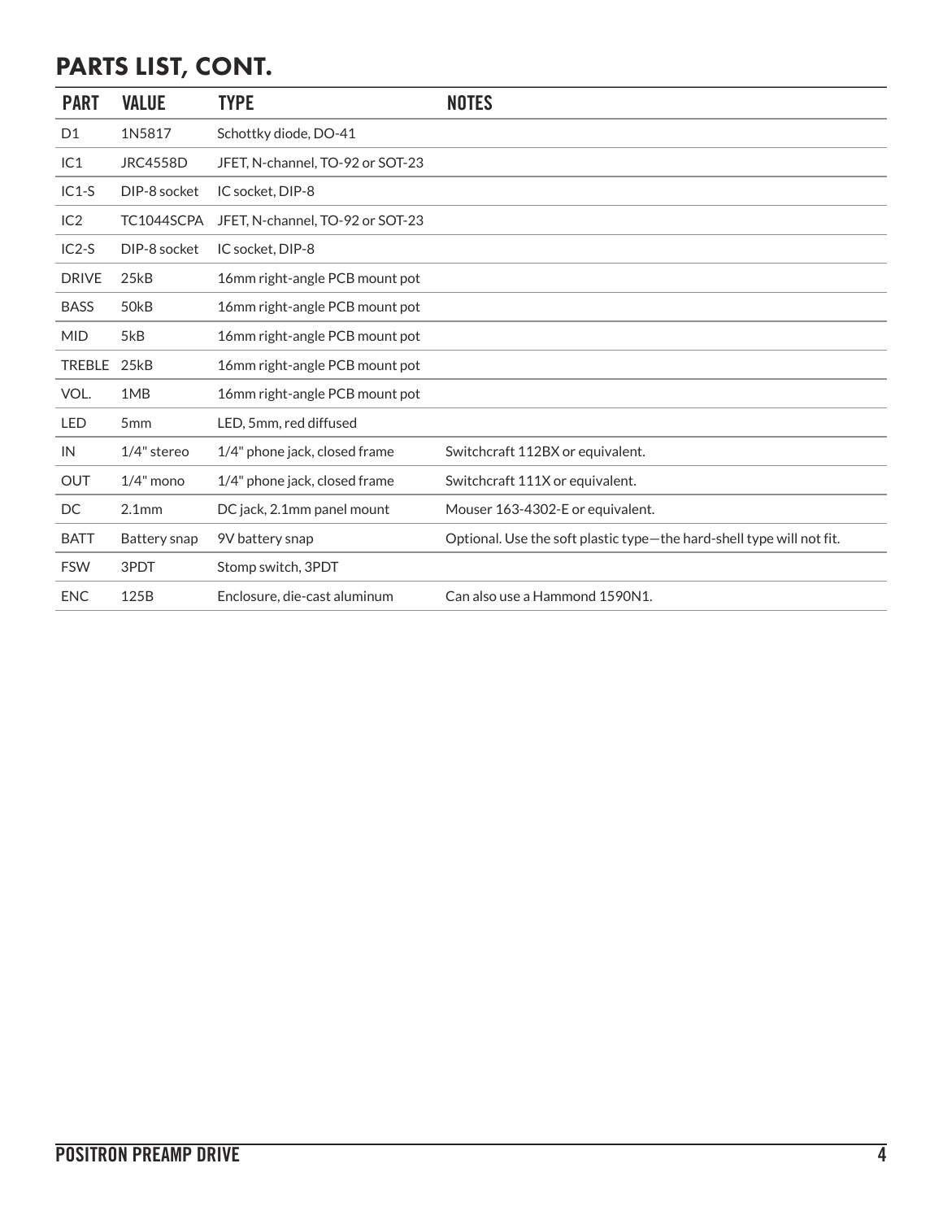## PARTS LIST, CONT.

| PART | VALUE | TYPE | NOTES |
|---|---|---|---|
| D1 | 1N5817 | Schottky diode, DO-41 | |
| IC1 | JRC4558D | JFET, N-channel, TO-92 or SOT-23 | |
| IC1-S | DIP-8 socket | IC socket, DIP-8 | |
| IC2 | TC1044SCPA | JFET, N-channel, TO-92 or SOT-23 | |
| IC2-S | DIP-8 socket | IC socket, DIP-8 | |
| DRIVE | 25kB | 16mm right-angle PCB mount pot | |
| BASS | 50kB | 16mm right-angle PCB mount pot | |
| MID | 5kB | 16mm right-angle PCB mount pot | |
| TREBLE | 25kB | 16mm right-angle PCB mount pot | |
| VOL. | 1MB | 16mm right-angle PCB mount pot | |
| LED | 5mm | LED, 5mm, red diffused | |
| IN | 1/4" stereo | 1/4" phone jack, closed frame | Switchcraft 112BX or equivalent. |
| OUT | 1/4" mono | 1/4" phone jack, closed frame | Switchcraft 111X or equivalent. |
| DC | 2.1mm | DC jack, 2.1mm panel mount | Mouser 163-4302-E or equivalent. |
| BATT | Battery snap | 9V battery snap | Optional. Use the soft plastic type—the hard-shell type will not fit. |
| FSW | 3PDT | Stomp switch, 3PDT | |
| ENC | 125B | Enclosure, die-cast aluminum | Can also use a Hammond 1590N1. |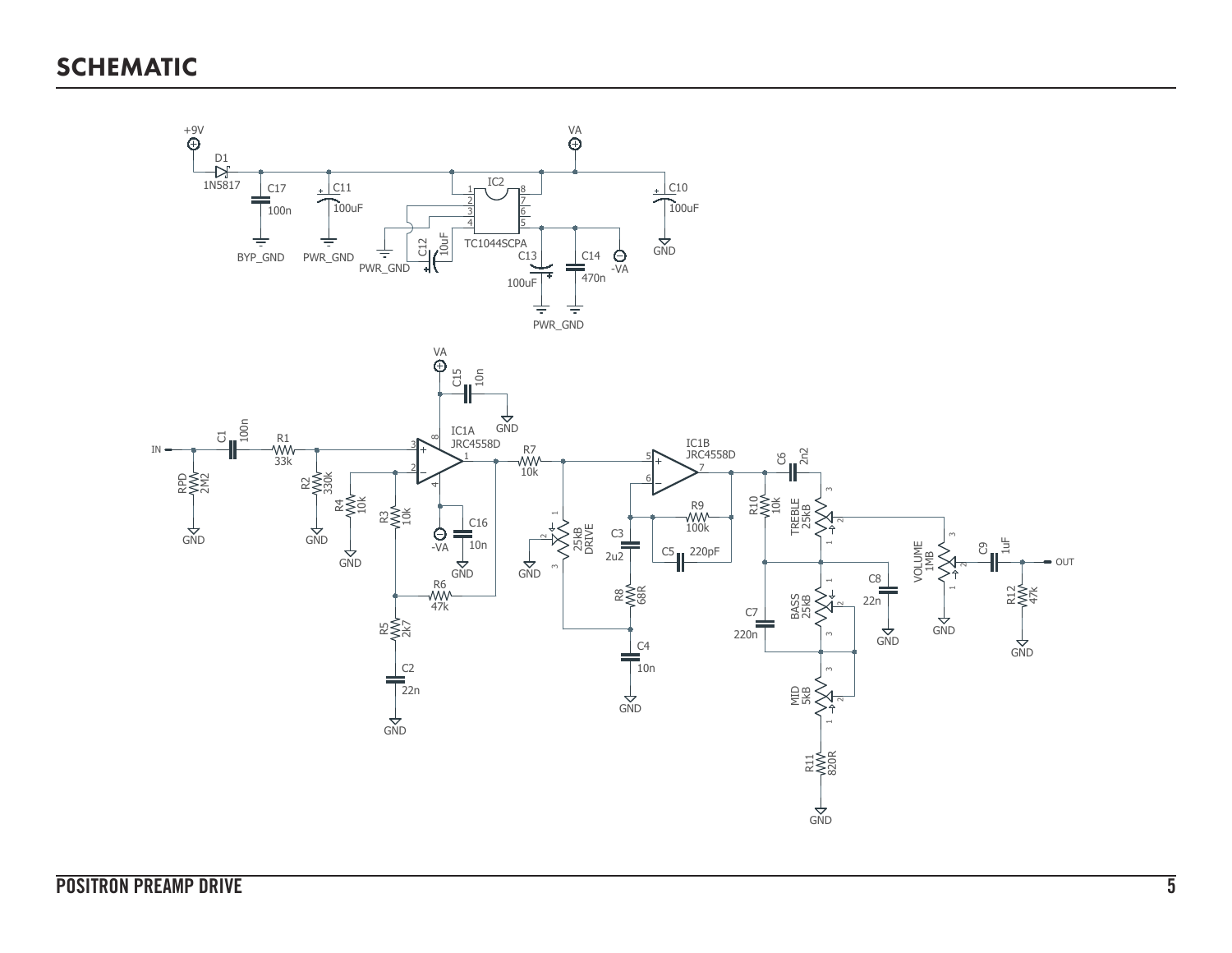# SCHEMATIC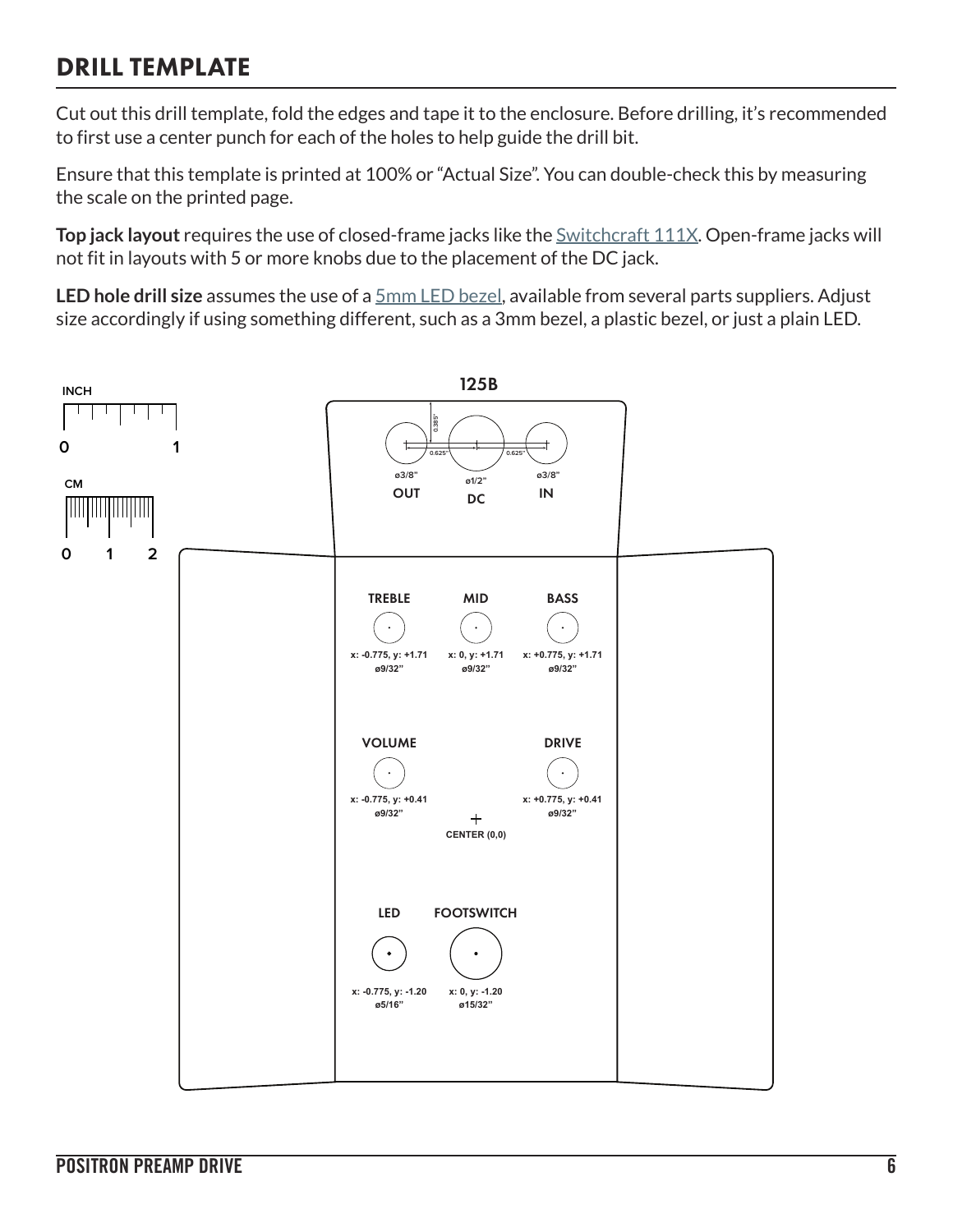## DRILL TEMPLATE

Cut out this drill template, fold the edges and tape it to the enclosure. Before drilling, it's recommended to first use a center punch for each of the holes to help guide the drill bit.

Ensure that this template is printed at 100% or "Actual Size". You can double-check this by measuring the scale on the printed page.

**Top jack layout** requires the use of closed-frame jacks like the Switchcraft 111X. Open-frame jacks will not fit in layouts with 5 or more knobs due to the placement of the DC jack.

**LED hole drill size** assumes the use of a 5mm LED bezel, available from several parts suppliers. Adjust size accordingly if using something different, such as a 3mm bezel, a plastic bezel, or just a plain LED.

INCH
0 1

CM
0 1 2

125B

0.385"
0.625" 0.625"

ø3/8" OUT
ø1/2" DC
ø3/8" IN

TREBLE
x: -0.775, y: +1.71
ø9/32"

MID
x: 0, y: +1.71
ø9/32"

BASS
x: +0.775, y: +1.71
ø9/32"

VOLUME
x: -0.775, y: +0.41
ø9/32"

DRIVE
x: +0.775, y: +0.41
ø9/32"

CENTER (0,0)

LED
x: -0.775, y: -1.20
ø5/16"

FOOTSWITCH
x: 0, y: -1.20
ø15/32"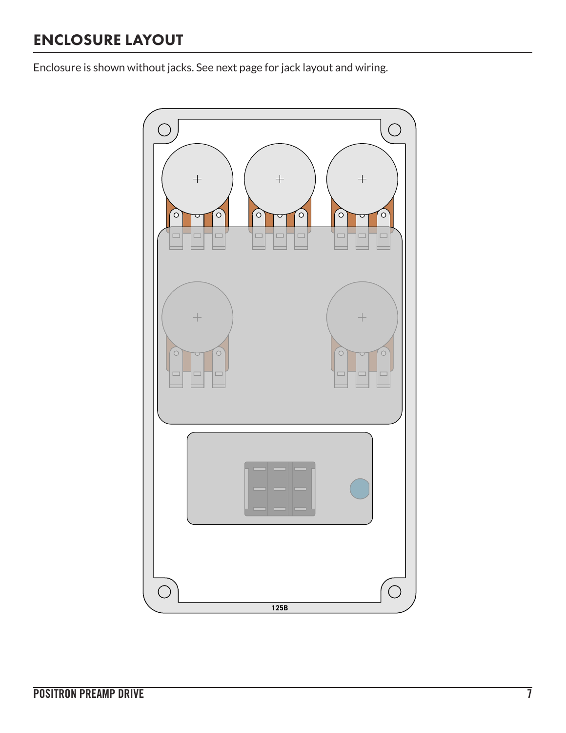## ENCLOSURE LAYOUT

Enclosure is shown without jacks. See next page for jack layout and wiring.

125B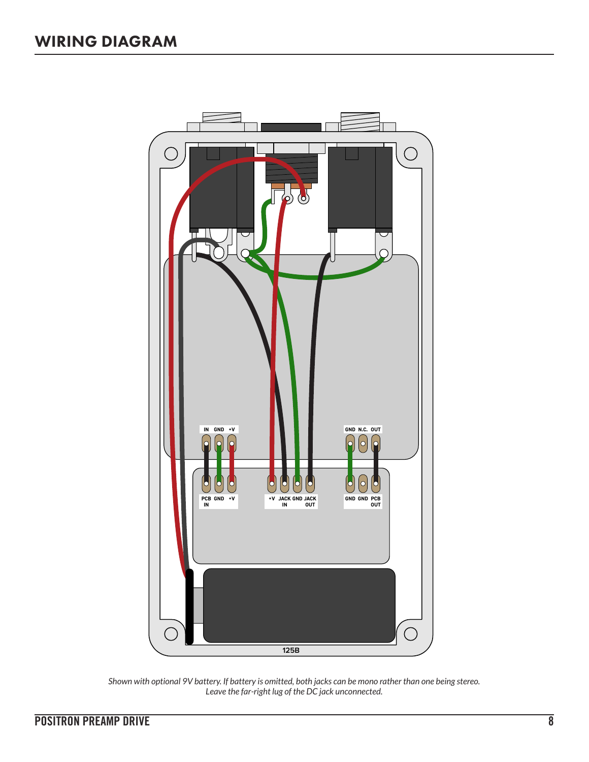# WIRING DIAGRAM

*Shown with optional 9V battery. If battery is omitted, both jacks can be mono rather than one being stereo. Leave the far-right lug of the DC jack unconnected.*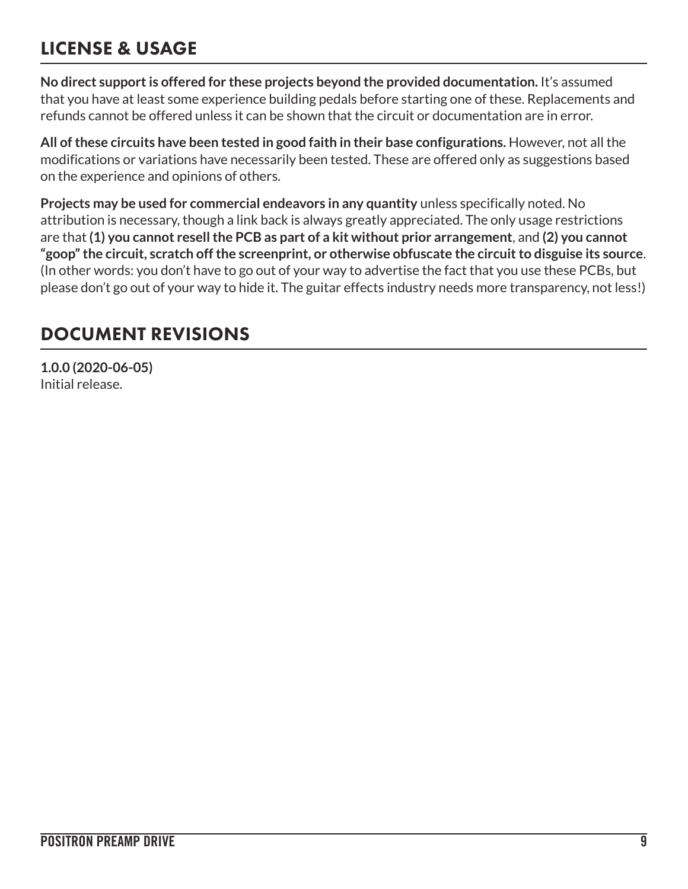## LICENSE & USAGE

**No direct support is offered for these projects beyond the provided documentation.** It's assumed that you have at least some experience building pedals before starting one of these. Replacements and refunds cannot be offered unless it can be shown that the circuit or documentation are in error.

**All of these circuits have been tested in good faith in their base configurations.** However, not all the modifications or variations have necessarily been tested. These are offered only as suggestions based on the experience and opinions of others.

**Projects may be used for commercial endeavors in any quantity** unless specifically noted. No attribution is necessary, though a link back is always greatly appreciated. The only usage restrictions are that **(1) you cannot resell the PCB as part of a kit without prior arrangement**, and **(2) you cannot "goop" the circuit, scratch off the screenprint, or otherwise obfuscate the circuit to disguise its source**. (In other words: you don't have to go out of your way to advertise the fact that you use these PCBs, but please don't go out of your way to hide it. The guitar effects industry needs more transparency, not less!)

## DOCUMENT REVISIONS

**1.0.0 (2020-06-05)**
Initial release.